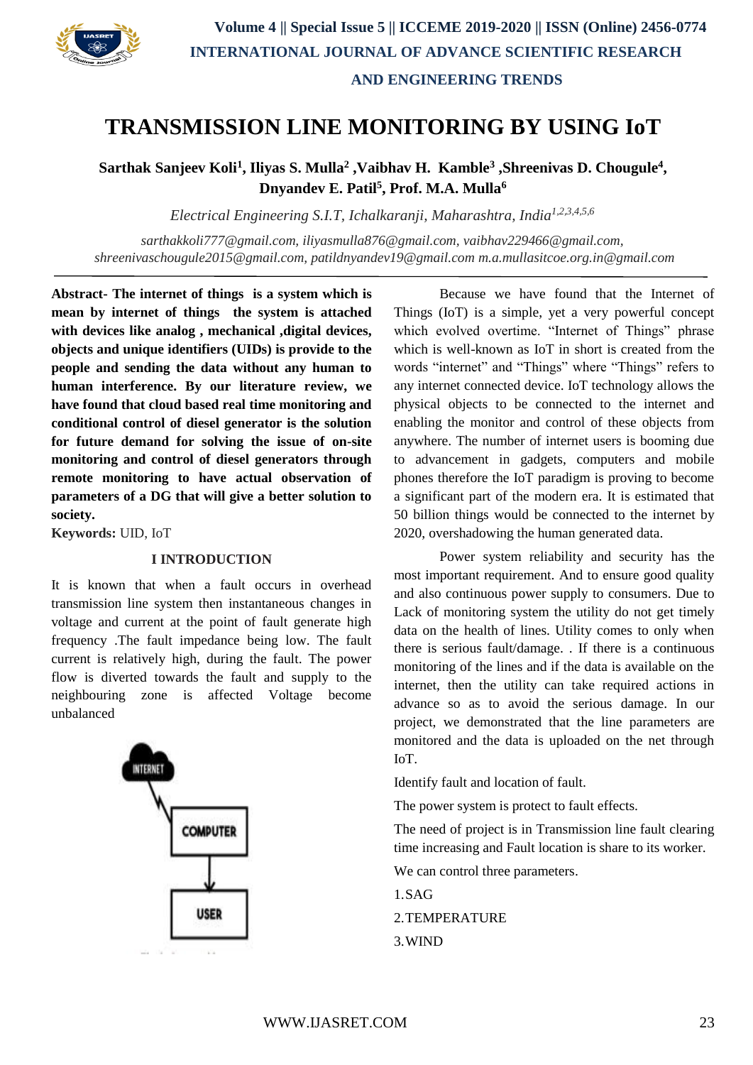# TRANSMISSION LINE MONITORING BY USING IoT

**Sarthak Sanjeev Koli[1], Iliyas S. Mulla[2] ,Vaibhav H. Kamble[3] ,Shreenivas D. Chougule[4], Dnyandev E. Patil[5], Prof. M.A. Mulla[6]**

*Electrical Engineering S.I.T, Ichalkaranji, Maharashtra, India[1,2,3,4,5,6]*

*sarthakkoli777@gmail.com, iliyasmulla876@gmail.com, vaibhav229466@gmail.com, shreenivaschougule2015@gmail.com, patildnyandev19@gmail.com m.a.mullasitcoe.org.in@gmail.com*

**Abstract- The internet of things is a system which is mean by internet of things the system is attached with devices like analog , mechanical ,digital devices, objects and unique identifiers (UIDs) is provide to the people and sending the data without any human to human interference. By our literature review, we have found that cloud based real time monitoring and conditional control of diesel generator is the solution for future demand for solving the issue of on-site monitoring and control of diesel generators through remote monitoring to have actual observation of parameters of a DG that will give a better solution to society.**

**Keywords:** UID, IoT

## I INTRODUCTION

It is known that when a fault occurs in overhead transmission line system then instantaneous changes in voltage and current at the point of fault generate high frequency .The fault impedance being low. The fault current is relatively high, during the fault. The power flow is diverted towards the fault and supply to the neighbouring zone is affected Voltage become unbalanced

Because we have found that the Internet of Things (IoT) is a simple, yet a very powerful concept which evolved overtime. "Internet of Things" phrase which is well-known as IoT in short is created from the words "internet" and "Things" where "Things" refers to any internet connected device. IoT technology allows the physical objects to be connected to the internet and enabling the monitor and control of these objects from anywhere. The number of internet users is booming due to advancement in gadgets, computers and mobile phones therefore the IoT paradigm is proving to become a significant part of the modern era. It is estimated that 50 billion things would be connected to the internet by 2020, overshadowing the human generated data.

Power system reliability and security has the most important requirement. And to ensure good quality and also continuous power supply to consumers. Due to Lack of monitoring system the utility do not get timely data on the health of lines. Utility comes to only when there is serious fault/damage. . If there is a continuous monitoring of the lines and if the data is available on the internet, then the utility can take required actions in advance so as to avoid the serious damage. In our project, we demonstrated that the line parameters are monitored and the data is uploaded on the net through IoT.

Identify fault and location of fault.

The power system is protect to fault effects.

The need of project is in Transmission line fault clearing time increasing and Fault location is share to its worker.

We can control three parameters.

1.SAG

2.TEMPERATURE

3.WIND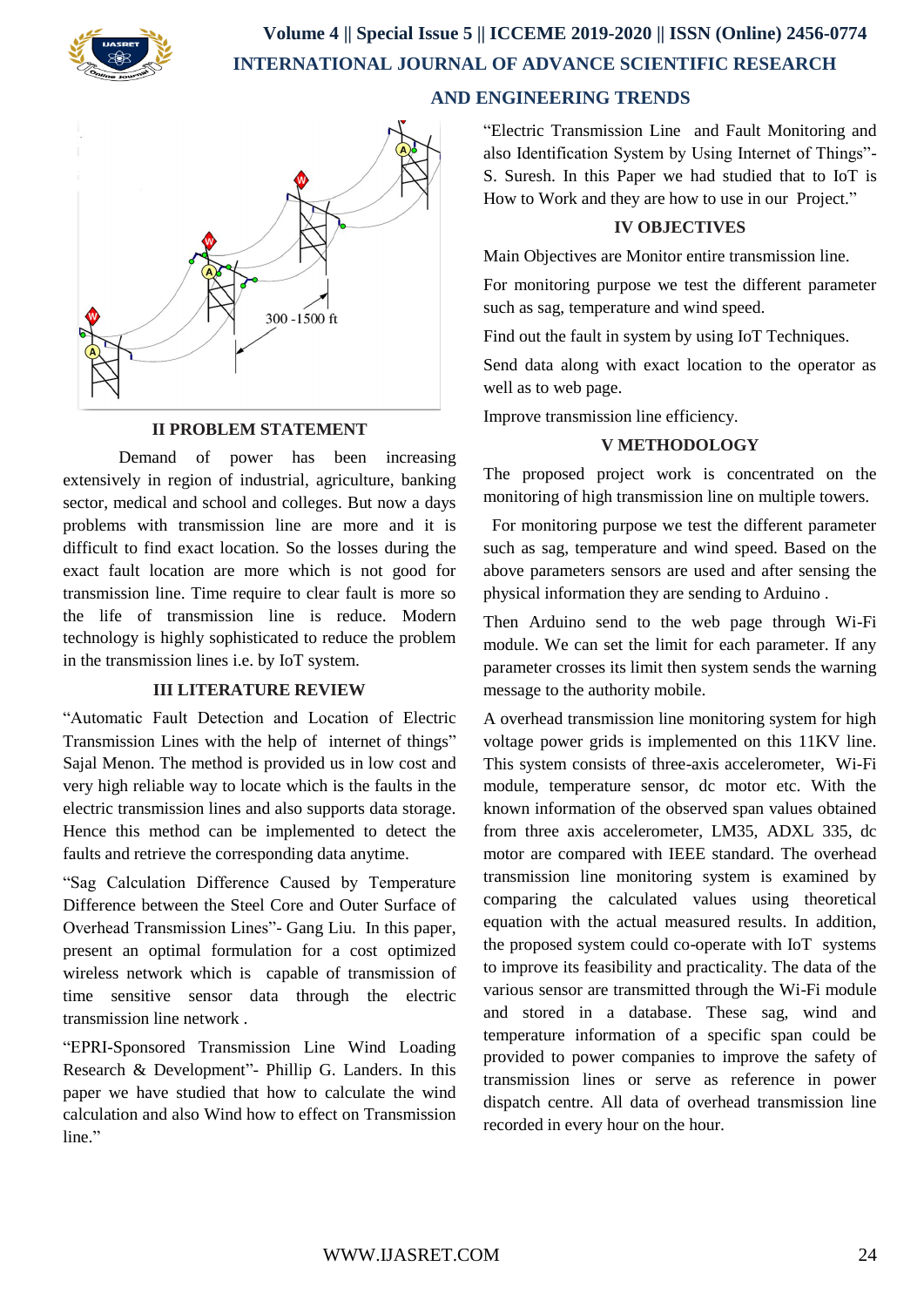## II PROBLEM STATEMENT

Demand of power has been increasing extensively in region of industrial, agriculture, banking sector, medical and school and colleges. But now a days problems with transmission line are more and it is difficult to find exact location. So the losses during the exact fault location are more which is not good for transmission line. Time require to clear fault is more so the life of transmission line is reduce. Modern technology is highly sophisticated to reduce the problem in the transmission lines i.e. by IoT system.

## III LITERATURE REVIEW

"Automatic Fault Detection and Location of Electric Transmission Lines with the help of internet of things" Sajal Menon. The method is provided us in low cost and very high reliable way to locate which is the faults in the electric transmission lines and also supports data storage. Hence this method can be implemented to detect the faults and retrieve the corresponding data anytime.

"Sag Calculation Difference Caused by Temperature Difference between the Steel Core and Outer Surface of Overhead Transmission Lines"- Gang Liu. In this paper, present an optimal formulation for a cost optimized wireless network which is capable of transmission of time sensitive sensor data through the electric transmission line network .

"EPRI-Sponsored Transmission Line Wind Loading Research & Development"- Phillip G. Landers. In this paper we have studied that how to calculate the wind calculation and also Wind how to effect on Transmission line."

"Electric Transmission Line and Fault Monitoring and also Identification System by Using Internet of Things"- S. Suresh. In this Paper we had studied that to IoT is How to Work and they are how to use in our Project."

## IV OBJECTIVES

Main Objectives are Monitor entire transmission line.

For monitoring purpose we test the different parameter such as sag, temperature and wind speed.

Find out the fault in system by using IoT Techniques.

Send data along with exact location to the operator as well as to web page.

Improve transmission line efficiency.

## V METHODOLOGY

The proposed project work is concentrated on the monitoring of high transmission line on multiple towers.

For monitoring purpose we test the different parameter such as sag, temperature and wind speed. Based on the above parameters sensors are used and after sensing the physical information they are sending to Arduino .

Then Arduino send to the web page through Wi-Fi module. We can set the limit for each parameter. If any parameter crosses its limit then system sends the warning message to the authority mobile.

A overhead transmission line monitoring system for high voltage power grids is implemented on this 11KV line. This system consists of three-axis accelerometer, Wi-Fi module, temperature sensor, dc motor etc. With the known information of the observed span values obtained from three axis accelerometer, LM35, ADXL 335, dc motor are compared with IEEE standard. The overhead transmission line monitoring system is examined by comparing the calculated values using theoretical equation with the actual measured results. In addition, the proposed system could co-operate with IoT systems to improve its feasibility and practicality. The data of the various sensor are transmitted through the Wi-Fi module and stored in a database. These sag, wind and temperature information of a specific span could be provided to power companies to improve the safety of transmission lines or serve as reference in power dispatch centre. All data of overhead transmission line recorded in every hour on the hour.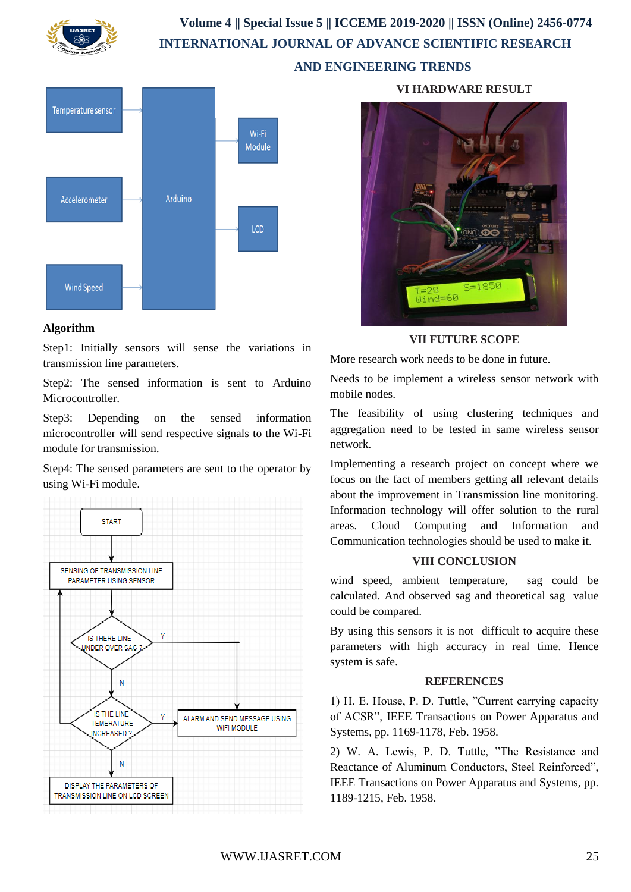## Algorithm

Step1: Initially sensors will sense the variations in transmission line parameters.

Step2: The sensed information is sent to Arduino Microcontroller.

Step3: Depending on the sensed information microcontroller will send respective signals to the Wi-Fi module for transmission.

Step4: The sensed parameters are sent to the operator by using Wi-Fi module.

## VI HARDWARE RESULT

## VII FUTURE SCOPE

More research work needs to be done in future.

Needs to be implement a wireless sensor network with mobile nodes.

The feasibility of using clustering techniques and aggregation need to be tested in same wireless sensor network.

Implementing a research project on concept where we focus on the fact of members getting all relevant details about the improvement in Transmission line monitoring. Information technology will offer solution to the rural areas. Cloud Computing and Information and Communication technologies should be used to make it.

## VIII CONCLUSION

wind speed, ambient temperature, sag could be calculated. And observed sag and theoretical sag value could be compared.

By using this sensors it is not difficult to acquire these parameters with high accuracy in real time. Hence system is safe.

## REFERENCES

1) H. E. House, P. D. Tuttle, "Current carrying capacity of ACSR", IEEE Transactions on Power Apparatus and Systems, pp. 1169-1178, Feb. 1958.

2) W. A. Lewis, P. D. Tuttle, "The Resistance and Reactance of Aluminum Conductors, Steel Reinforced", IEEE Transactions on Power Apparatus and Systems, pp. 1189-1215, Feb. 1958.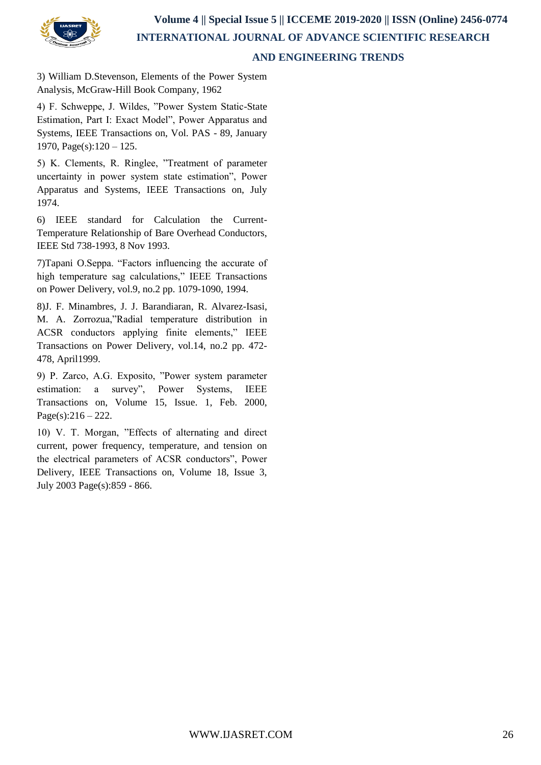3) William D.Stevenson, Elements of the Power System Analysis, McGraw-Hill Book Company, 1962

4) F. Schweppe, J. Wildes, "Power System Static-State Estimation, Part I: Exact Model", Power Apparatus and Systems, IEEE Transactions on, Vol. PAS - 89, January 1970, Page(s):120 – 125.

5) K. Clements, R. Ringlee, "Treatment of parameter uncertainty in power system state estimation", Power Apparatus and Systems, IEEE Transactions on, July 1974.

6) IEEE standard for Calculation the Current-Temperature Relationship of Bare Overhead Conductors, IEEE Std 738-1993, 8 Nov 1993.

7)Tapani O.Seppa. "Factors influencing the accurate of high temperature sag calculations," IEEE Transactions on Power Delivery, vol.9, no.2 pp. 1079-1090, 1994.

8)J. F. Minambres, J. J. Barandiaran, R. Alvarez-Isasi, M. A. Zorrozua,"Radial temperature distribution in ACSR conductors applying finite elements," IEEE Transactions on Power Delivery, vol.14, no.2 pp. 472-478, April1999.

9) P. Zarco, A.G. Exposito, "Power system parameter estimation: a survey", Power Systems, IEEE Transactions on, Volume 15, Issue. 1, Feb. 2000, Page(s):216 – 222.

10) V. T. Morgan, "Effects of alternating and direct current, power frequency, temperature, and tension on the electrical parameters of ACSR conductors", Power Delivery, IEEE Transactions on, Volume 18, Issue 3, July 2003 Page(s):859 - 866.